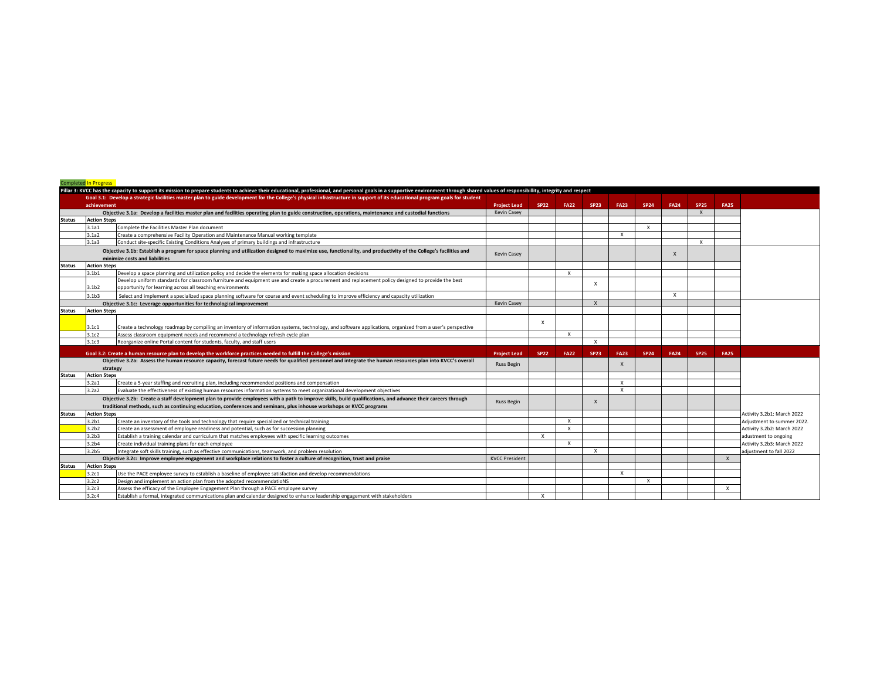Completed In Progress

**Pillar 3: KVCC has the capacity to support its mission to prepare students to achieve their educational, professional, and personal goals in a supportive environment through shared values of responsibillity, integrity and respect**

| | | | | | | | | | | | |
|---|---|---|---|---|---|---|---|---|---|---|---|
| **Goal 3.1: Develop a strategic facilities master plan to guide development for the College's physical infrastructure in support of its educational program goals for student achievement** | | | **Project Lead** | **SP22** | **FA22** | **SP23** | **FA23** | **SP24** | **FA24** | **SP25** | **FA25** |
| | **Objective 3.1a: Develop a facilities master plan and facilities operating plan to guide construction, operations, maintenance and custodial functions** | | Kevin Casey | | | | | | | X | |
| **Status** | **Action Steps** | | | | | | | | | | |
| | 3.1a1 | Complete the Facilities Master Plan document | | | | | | X | | | |
| | 3.1a2 | Create a comprehensive Facility Operation and Maintenance Manual working template | | | | | X | | | | |
| | 3.1a3 | Conduct site-specific Existing Conditions Analyses of primary buildings and infrastructure | | | | | | | | X | |
| | **Objective 3.1b: Establish a program for space planning and utilization designed to maximize use, functionality, and productivity of the College's facilities and minimize costs and liabilities** | | Kevin Casey | | | | | | X | | |
| **Status** | **Action Steps** | | | | | | | | | | |
| | 3.1b1 | Develop a space planning and utilization policy and decide the elements for making space allocation decisions | | | X | | | | | | |
| | 3.1b2 | Develop uniform standards for classroom furniture and equipment use and create a procurement and replacement policy designed to provide the best opportunity for learning across all teaching environments | | | | X | | | | | |
| | 3.1b3 | Select and implement a specialized space planning software for course and event scheduling to improve efficiency and capacity utilization | | | | | | | X | | |
| | **Objective 3.1c: Leverage opportunities for technological improvement** | | Kevin Casey | | | X | | | | | |
| **Status** | **Action Steps** | | | | | | | | | | |
| | 3.1c1 | Create a technology roadmap by compiling an inventory of information systems, technology, and software applications, organized from a user's perspective | | X | | | | | | | |
| | 3.1c2 | Assess classroom equipment needs and recommend a technology refresh cycle plan | | | X | | | | | | |
| | 3.1c3 | Reorganize online Portal content for students, faculty, and staff users | | | | X | | | | | |
| **Goal 3.2: Create a human resource plan to develop the workforce practices needed to fulfill the College's mission** | | | **Project Lead** | **SP22** | **FA22** | **SP23** | **FA23** | **SP24** | **FA24** | **SP25** | **FA25** |
| | **Objective 3.2a: Assess the human resource capacity, forecast future needs for qualified personnel and integrate the human resources plan into KVCC's overall strategy** | | Russ Begin | | | | X | | | | |
| **Status** | **Action Steps** | | | | | | | | | | |
| | 3.2a1 | Create a 5-year staffing and recruiting plan, including recommended positions and compensation | | | | | X | | | | |
| | 3.2a2 | Evaluate the effectiveness of existing human resources information systems to meet organizational development objectives | | | | | X | | | | |
| | **Objective 3.2b: Create a staff development plan to provide employees with a path to improve skills, build qualifications, and advance their careers through traditional methods, such as continuing education, conferences and seminars, plus inhouse workshops or KVCC programs** | | Russ Begin | | | X | | | | | |
| **Status** | **Action Steps** | | | | | | | | | | |
| | 3.2b1 | Create an inventory of the tools and technology that require specialized or technical training | | | X | | | | | | |
| | 3.2b2 | Create an assessment of employee readiness and potential, such as for succession planning | | | X | | | | | | |
| | 3.2b3 | Establish a training calendar and curriculum that matches employees with specific learning outcomes | | X | | | | | | | |
| | 3.2b4 | Create individual training plans for each employee | | | X | | | | | | |
| | 3.2b5 | Integrate soft skills training, such as effective communications, teamwork, and problem resolution | | | | X | | | | | |
| | **Objective 3.2c: Improve employee engagement and workplace relations to foster a culture of recognition, trust and praise** | | KVCC President | | | | | | | | X |
| **Status** | **Action Steps** | | | | | | | | | | |
| | 3.2c1 | Use the PACE employee survey to establish a baseline of employee satisfaction and develop recommendations | | | | | X | | | | |
| | 3.2c2 | Design and implement an action plan from the adopted recommendatioNS | | | | | | X | | | |
| | 3.2c3 | Assess the efficacy of the Employee Engagement Plan through a PACE employee survey | | | | | | | | | X |
| | 3.2c4 | Establish a formal, integrated communications plan and calendar designed to enhance leadership engagement with stakeholders | | X | | | | | | | |

Activity 3.2b1: March 2022 Adjustment to summer 2022.
Activity 3.2b2: March 2022 adustment to ongoing
Activity 3.2b3: March 2022 adjustment to fall 2022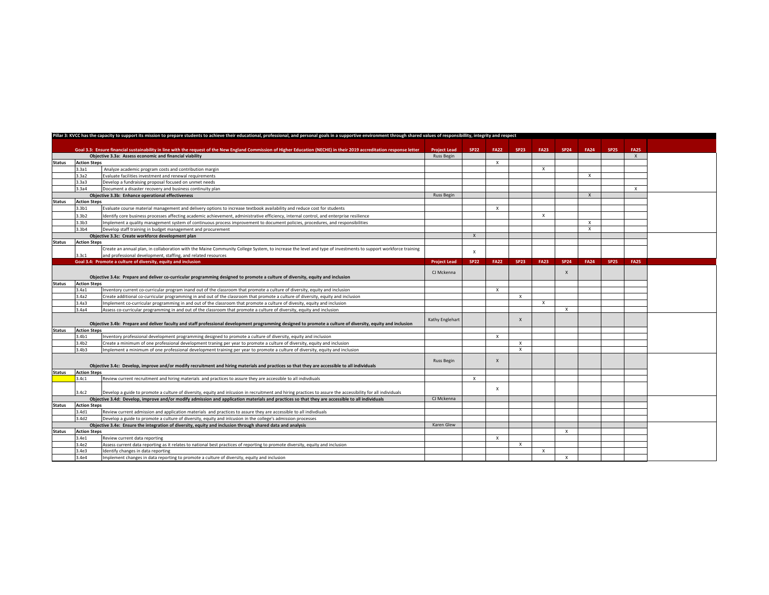**Pillar 3: KVCC has the capacity to support its mission to prepare students to achieve their educational, professional, and personal goals in a supportive environment through shared values of responsibility, integrity and respect**

| | | Goal 3.3: Ensure financial sustainability in line with the request of the New England Commission of Higher Education (NECHE) in their 2019 accreditation response letter | Project Lead | SP22 | FA22 | SP23 | FA23 | SP24 | FA24 | SP25 | FA25 |
|---|---|---|---|---|---|---|---|---|---|---|---|
| | | **Objective 3.3a: Assess economic and financial viability** | Russ Begin | | | | | | | | X |
| **Status** | **Action Steps** | | | | X | | | | | | |
| | 3.3a1 | Analyze academic program costs and contribution margin | | | | | X | | | | |
| | 3.3a2 | Evaluate facilities investment and renewal requirements | | | | | | | X | | |
| | 3.3a3 | Develop a fundraising proposal focused on unmet needs | | | | | | | | | |
| | 3.3a4 | Document a disaster recovery and business continuity plan | | | | | | | | | X |
| | | **Objective 3.3b: Enhance operational effectiveness** | Russ Begin | | | | | | X | | |
| **Status** | **Action Steps** | | | | | | | | | | |
| | 3.3b1 | Evaluate course material management and delivery options to increase textbook availability and reduce cost for students | | | X | | | | | | |
| | 3.3b2 | Identify core business processes affecting academic achievement, administrative efficiency, internal control, and enterprise resilience | | | | | X | | | | |
| | 3.3b3 | Implement a quality management system of continuous process improvement to document policies, procedures, and responsibilities | | | | | | | X | | |
| | 3.3b4 | Develop staff training in budget management and procurement | | | | | | | X | | |
| | | **Objective 3.3c: Create workforce development plan** | | X | | | | | | | |
| **Status** | **Action Steps** | | | | | | | | | | |
| | 3.3c1 | Create an annual plan, in collaboration with the Maine Community College System, to increase the level and type of investments to support workforce training and professional development, staffing, and related resources | | X | | | | | | | |
| | | **Goal 3.4: Promote a culture of diversity, equity and inclusion** | **Project Lead** | **SP22** | **FA22** | **SP23** | **FA23** | **SP24** | **FA24** | **SP25** | **FA25** |
| | | **Objective 3.4a: Prepare and deliver co-curricular programming designed to promote a culture of diversity, equity and inclusion** | CJ Mckenna | | | | | X | | | |
| **Status** | **Action Steps** | | | | | | | | | | |
| | 3.4a1 | Inventory current co-curricular program inand out of the classroom that promote a culture of diversity, equity and inclusion | | | X | | | | | | |
| | 3.4a2 | Create additional co-curricular programming in and out of the classroom that promote a culture of diversity, equity and inclusion | | | | X | | | | | |
| | 3.4a3 | Implement co-curricular programming in and out of the classroom that promote a culture of divesity, equity and inclusion | | | | | X | | | | |
| | 3.4a4 | Assess co-curricular programming in and out of the classroom that promote a culture of diversity, equity and inclusion | | | | | | X | | | |
| | | **Objective 3.4b: Prepare and deliver faculty and staff professional development programming designed to promote a culture of diversity, equity and inclusion** | Kathy Englehart | | | X | | | | | |
| **Status** | **Action Steps** | | | | | | | | | | |
| | 3.4b1 | Inventory professional development programming designed to promote a culture of diversity, equity and inclusion | | | X | | | | | | |
| | 3.4b2 | Create a minimum of one professional development traning per year to promote a culture of diversity, equity and inclusion | | | | X | | | | | |
| | 3.4b3 | Implement a minimum of one professional development training per year to promote a culture of diversity, equity and inclusion | | | | X | | | | | |
| | | **Objective 3.4c: Develop, improve and/or modify recruitment and hiring materials and practices so that they are accessible to all individuals** | Russ Begin | | X | | | | | | |
| **Status** | **Action Steps** | | | | | | | | | | |
| | 3.4c1 | Review current recruitment and hiring materials and practices to assure they are accessible to all indivdiuals | | X | | | | | | | |
| | 3.4c2 | Develop a guide to promote a culture of diversity, equity and inlcusion in recruitment and hiring practices to assure the accessibility for all individuals | | | X | | | | | | |
| | | **Objective 3.4d: Develop, improve and/or modify admission and application materials and practices so that they are accessible to all individuals** | CJ Mckenna | | | | | | | | |
| **Status** | **Action Steps** | | | | | | | | | | |
| | 3.4d1 | Review current admission and application materials and practices to assure they are accessible to all indivdiuals | | | | | | | | | |
| | 3.4d2 | Develop a guide to promote a culture of diversity, equity and inlcusion in the college's admission processes | | | | | | | | | |
| | | **Objective 3.4e: Ensure the integration of diversity, equity and inclusion through shared data and analysis** | Karen Glew | | | | | | | | |
| **Status** | **Action Steps** | | | | | | | X | | | |
| | 3.4e1 | Review current data reporting | | | X | | | | | | |
| | 3.4e2 | Assess current data reporting as it relates to national best practices of reporting to promote diversity, equity and inclusion | | | | X | | | | | |
| | 3.4e3 | Identify changes in data reporting | | | | | X | | | | |
| | 3.4e4 | Implement changes in data reporting to promote a culture of diversity, equity and inclusion | | | | | | X | | | |